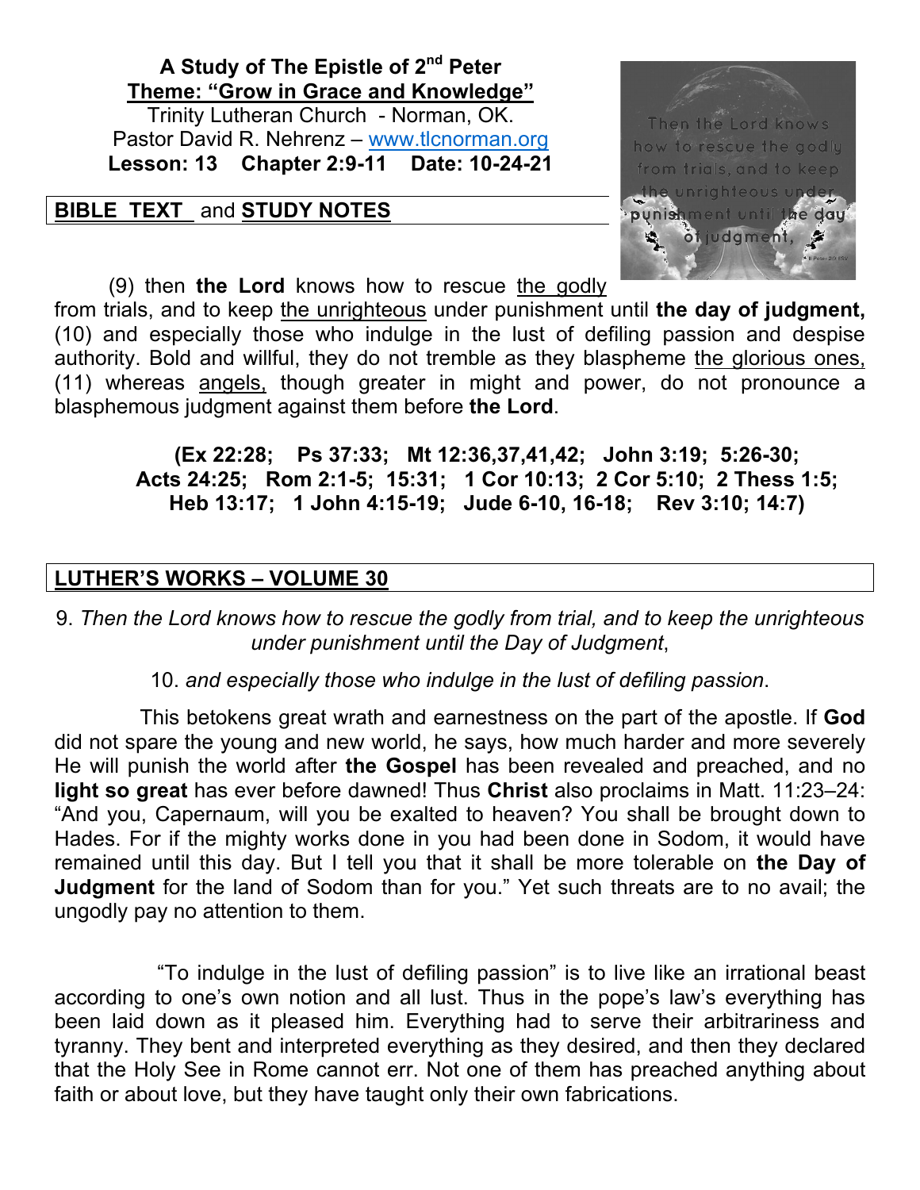**A Study of The Epistle of 2nd Peter**
**<u>Theme: "Grow in Grace and Knowledge"</u>**
Trinity Lutheran Church - Norman, OK.
Pastor David R. Nehrenz – www.tlcnorman.org
**Lesson: 13 Chapter 2:9-11 Date: 10-24-21**

## **BIBLE TEXT** and **STUDY NOTES**

Then the Lord knows how to rescue the godly from trials, and to keep the unrighteous under punishment until the day of judgment,

(9) then **the Lord** knows how to rescue <u>the godly</u> from trials, and to keep <u>the unrighteous</u> under punishment until **the day of judgment,** (10) and especially those who indulge in the lust of defiling passion and despise authority. Bold and willful, they do not tremble as they blaspheme <u>the glorious ones,</u> (11) whereas <u>angels,</u> though greater in might and power, do not pronounce a blasphemous judgment against them before **the Lord**.

**(Ex 22:28; Ps 37:33; Mt 12:36,37,41,42; John 3:19; 5:26-30; Acts 24:25; Rom 2:1-5; 15:31; 1 Cor 10:13; 2 Cor 5:10; 2 Thess 1:5; Heb 13:17; 1 John 4:15-19; Jude 6-10, 16-18; Rev 3:10; 14:7)**

## **LUTHER'S WORKS – VOLUME 30**

9. *Then the Lord knows how to rescue the godly from trial, and to keep the unrighteous under punishment until the Day of Judgment*,

10. *and especially those who indulge in the lust of defiling passion*.

This betokens great wrath and earnestness on the part of the apostle. If **God** did not spare the young and new world, he says, how much harder and more severely He will punish the world after **the Gospel** has been revealed and preached, and no **light so great** has ever before dawned! Thus **Christ** also proclaims in Matt. 11:23–24: "And you, Capernaum, will you be exalted to heaven? You shall be brought down to Hades. For if the mighty works done in you had been done in Sodom, it would have remained until this day. But I tell you that it shall be more tolerable on **the Day of Judgment** for the land of Sodom than for you." Yet such threats are to no avail; the ungodly pay no attention to them.

"To indulge in the lust of defiling passion" is to live like an irrational beast according to one's own notion and all lust. Thus in the pope's law's everything has been laid down as it pleased him. Everything had to serve their arbitrariness and tyranny. They bent and interpreted everything as they desired, and then they declared that the Holy See in Rome cannot err. Not one of them has preached anything about faith or about love, but they have taught only their own fabrications.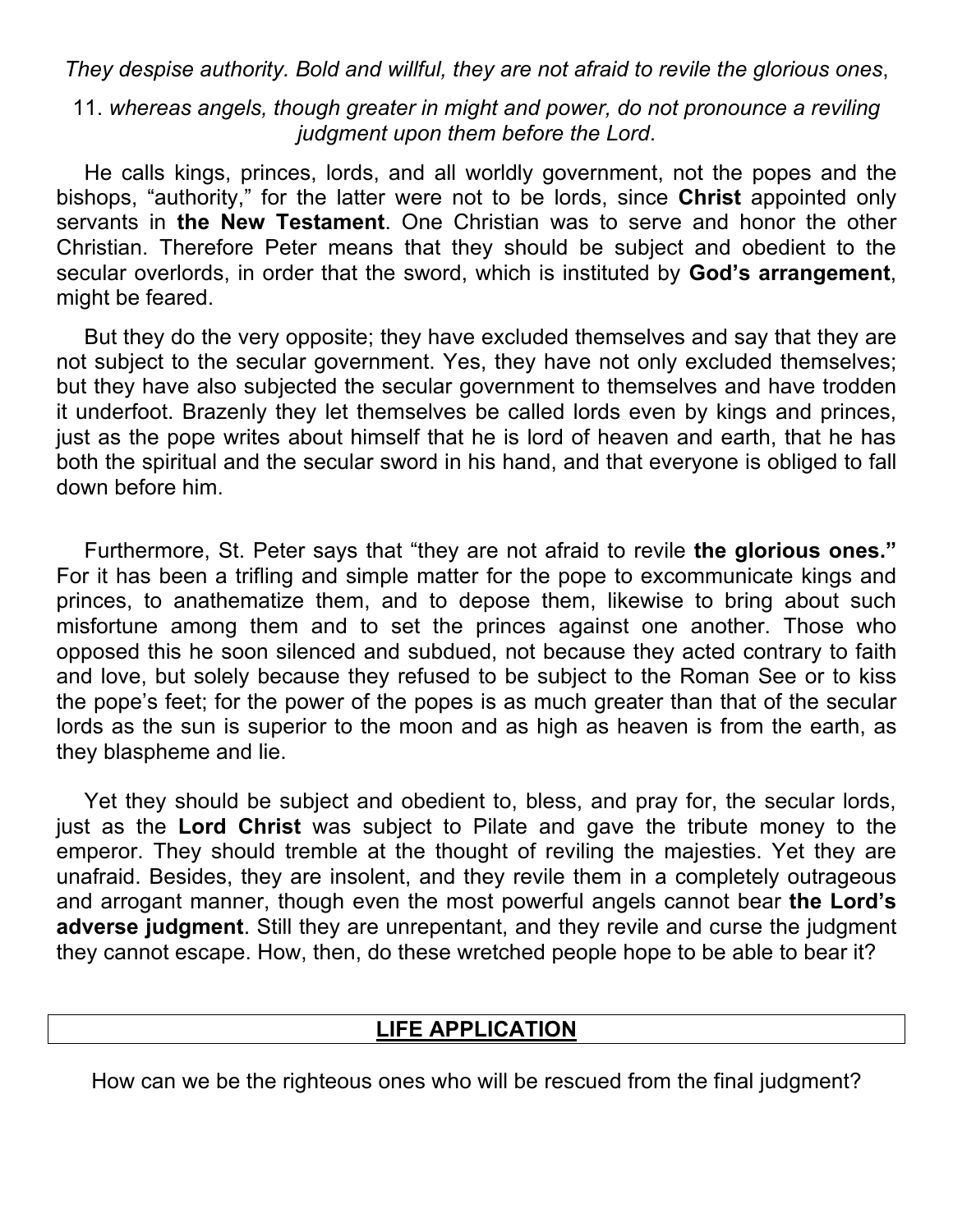*They despise authority. Bold and willful, they are not afraid to revile the glorious ones*,

11. *whereas angels, though greater in might and power, do not pronounce a reviling judgment upon them before the Lord*.

He calls kings, princes, lords, and all worldly government, not the popes and the bishops, "authority," for the latter were not to be lords, since **Christ** appointed only servants in **the New Testament**. One Christian was to serve and honor the other Christian. Therefore Peter means that they should be subject and obedient to the secular overlords, in order that the sword, which is instituted by **God's arrangement**, might be feared.

But they do the very opposite; they have excluded themselves and say that they are not subject to the secular government. Yes, they have not only excluded themselves; but they have also subjected the secular government to themselves and have trodden it underfoot. Brazenly they let themselves be called lords even by kings and princes, just as the pope writes about himself that he is lord of heaven and earth, that he has both the spiritual and the secular sword in his hand, and that everyone is obliged to fall down before him.

Furthermore, St. Peter says that "they are not afraid to revile **the glorious ones."** For it has been a trifling and simple matter for the pope to excommunicate kings and princes, to anathematize them, and to depose them, likewise to bring about such misfortune among them and to set the princes against one another. Those who opposed this he soon silenced and subdued, not because they acted contrary to faith and love, but solely because they refused to be subject to the Roman See or to kiss the pope's feet; for the power of the popes is as much greater than that of the secular lords as the sun is superior to the moon and as high as heaven is from the earth, as they blaspheme and lie.

Yet they should be subject and obedient to, bless, and pray for, the secular lords, just as the **Lord Christ** was subject to Pilate and gave the tribute money to the emperor. They should tremble at the thought of reviling the majesties. Yet they are unafraid. Besides, they are insolent, and they revile them in a completely outrageous and arrogant manner, though even the most powerful angels cannot bear **the Lord's adverse judgment**. Still they are unrepentant, and they revile and curse the judgment they cannot escape. How, then, do these wretched people hope to be able to bear it?

## LIFE APPLICATION

How can we be the righteous ones who will be rescued from the final judgment?